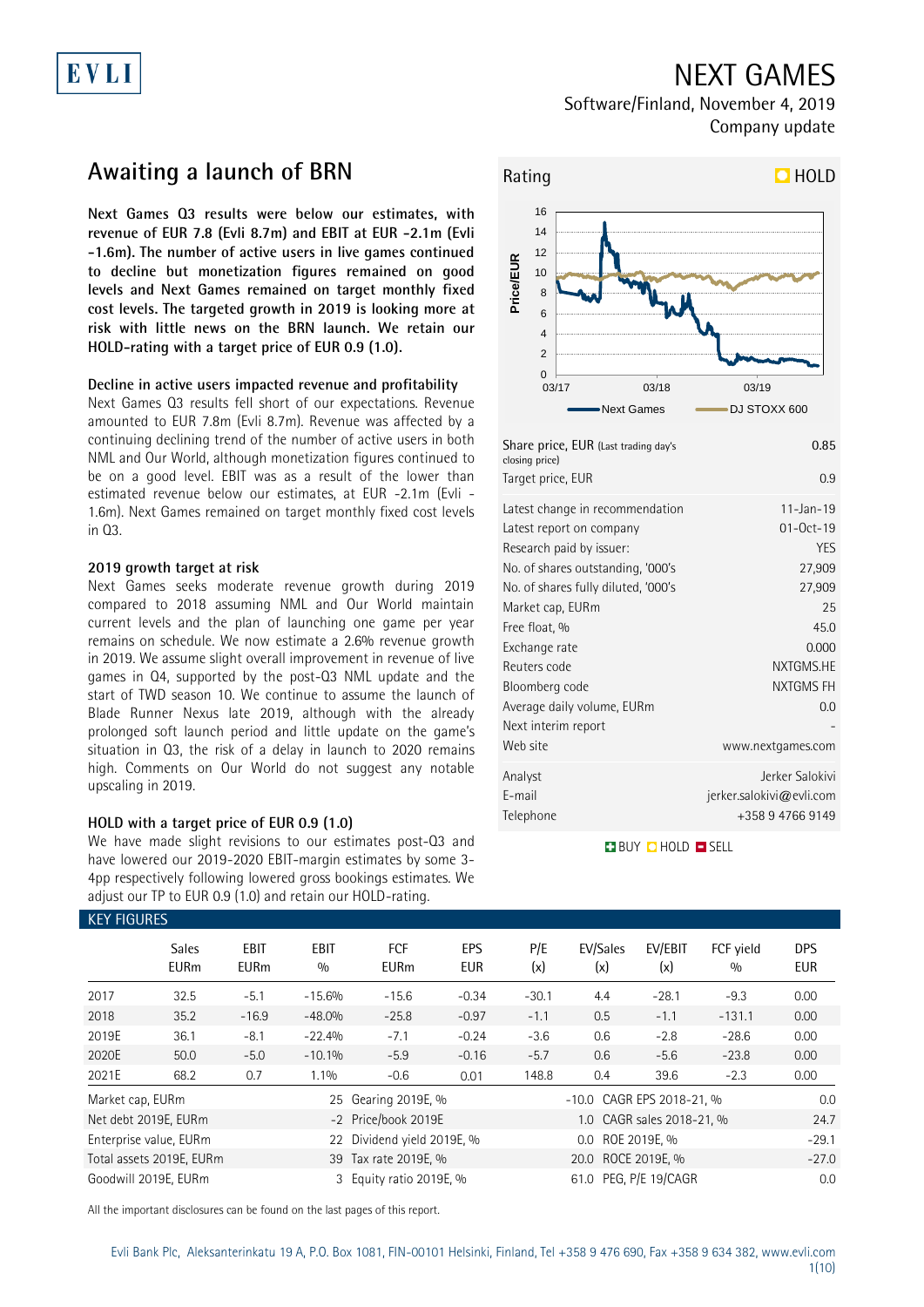# NEXT GAMES

Software/Finland, November 4, 2019
Company update

## Awaiting a launch of BRN

**Next Games Q3 results were below our estimates, with revenue of EUR 7.8 (Evli 8.7m) and EBIT at EUR -2.1m (Evli -1.6m). The number of active users in live games continued to decline but monetization figures remained on good levels and Next Games remained on target monthly fixed cost levels. The targeted growth in 2019 is looking more at risk with little news on the BRN launch. We retain our HOLD-rating with a target price of EUR 0.9 (1.0).**

### Decline in active users impacted revenue and profitability

Next Games Q3 results fell short of our expectations. Revenue amounted to EUR 7.8m (Evli 8.7m). Revenue was affected by a continuing declining trend of the number of active users in both NML and Our World, although monetization figures continued to be on a good level. EBIT was as a result of the lower than estimated revenue below our estimates, at EUR -2.1m (Evli -1.6m). Next Games remained on target monthly fixed cost levels in Q3.

### 2019 growth target at risk

Next Games seeks moderate revenue growth during 2019 compared to 2018 assuming NML and Our World maintain current levels and the plan of launching one game per year remains on schedule. We now estimate a 2.6% revenue growth in 2019. We assume slight overall improvement in revenue of live games in Q4, supported by the post-Q3 NML update and the start of TWD season 10. We continue to assume the launch of Blade Runner Nexus late 2019, although with the already prolonged soft launch period and little update on the game's situation in Q3, the risk of a delay in launch to 2020 remains high. Comments on Our World do not suggest any notable upscaling in 2019.

### HOLD with a target price of EUR 0.9 (1.0)

We have made slight revisions to our estimates post-Q3 and have lowered our 2019-2020 EBIT-margin estimates by some 3-4pp respectively following lowered gross bookings estimates. We adjust our TP to EUR 0.9 (1.0) and retain our HOLD-rating.

**Rating: HOLD**

| | |
|---|---|
| Share price, EUR (Last trading day's closing price) | 0.85 |
| Target price, EUR | 0.9 |
| Latest change in recommendation | 11-Jan-19 |
| Latest report on company | 01-Oct-19 |
| Research paid by issuer: | YES |
| No. of shares outstanding, '000's | 27,909 |
| No. of shares fully diluted, '000's | 27,909 |
| Market cap, EURm | 25 |
| Free float, % | 45.0 |
| Exchange rate | 0.000 |
| Reuters code | NXTGMS.HE |
| Bloomberg code | NXTGMS FH |
| Average daily volume, EURm | 0.0 |
| Next interim report | - |
| Web site | www.nextgames.com |
| Analyst | Jerker Salokivi |
| E-mail | jerker.salokivi@evli.com |
| Telephone | +358 9 4766 9149 |

BUY / HOLD / SELL

### KEY FIGURES

| | Sales EURm | EBIT EURm | EBIT % | FCF EURm | EPS EUR | P/E (x) | EV/Sales (x) | EV/EBIT (x) | FCF yield % | DPS EUR |
|---|---|---|---|---|---|---|---|---|---|---|
| 2017 | 32.5 | -5.1 | -15.6% | -15.6 | -0.34 | -30.1 | 4.4 | -28.1 | -9.3 | 0.00 |
| 2018 | 35.2 | -16.9 | -48.0% | -25.8 | -0.97 | -1.1 | 0.5 | -1.1 | -131.1 | 0.00 |
| 2019E | 36.1 | -8.1 | -22.4% | -7.1 | -0.24 | -3.6 | 0.6 | -2.8 | -28.6 | 0.00 |
| 2020E | 50.0 | -5.0 | -10.1% | -5.9 | -0.16 | -5.7 | 0.6 | -5.6 | -23.8 | 0.00 |
| 2021E | 68.2 | 0.7 | 1.1% | -0.6 | 0.01 | 148.8 | 0.4 | 39.6 | -2.3 | 0.00 |

| | | | | | |
|---|---|---|---|---|---|
| Market cap, EURm | 25 | Gearing 2019E, % | -10.0 | CAGR EPS 2018-21, % | 0.0 |
| Net debt 2019E, EURm | -2 | Price/book 2019E | 1.0 | CAGR sales 2018-21, % | 24.7 |
| Enterprise value, EURm | 22 | Dividend yield 2019E, % | 0.0 | ROE 2019E, % | -29.1 |
| Total assets 2019E, EURm | 39 | Tax rate 2019E, % | 20.0 | ROCE 2019E, % | -27.0 |
| Goodwill 2019E, EURm | 3 | Equity ratio 2019E, % | 61.0 | PEG, P/E 19/CAGR | 0.0 |

All the important disclosures can be found on the last pages of this report.

Evli Bank Plc, Aleksanterinkatu 19 A, P.O. Box 1081, FIN-00101 Helsinki, Finland, Tel +358 9 476 690, Fax +358 9 634 382, www.evli.com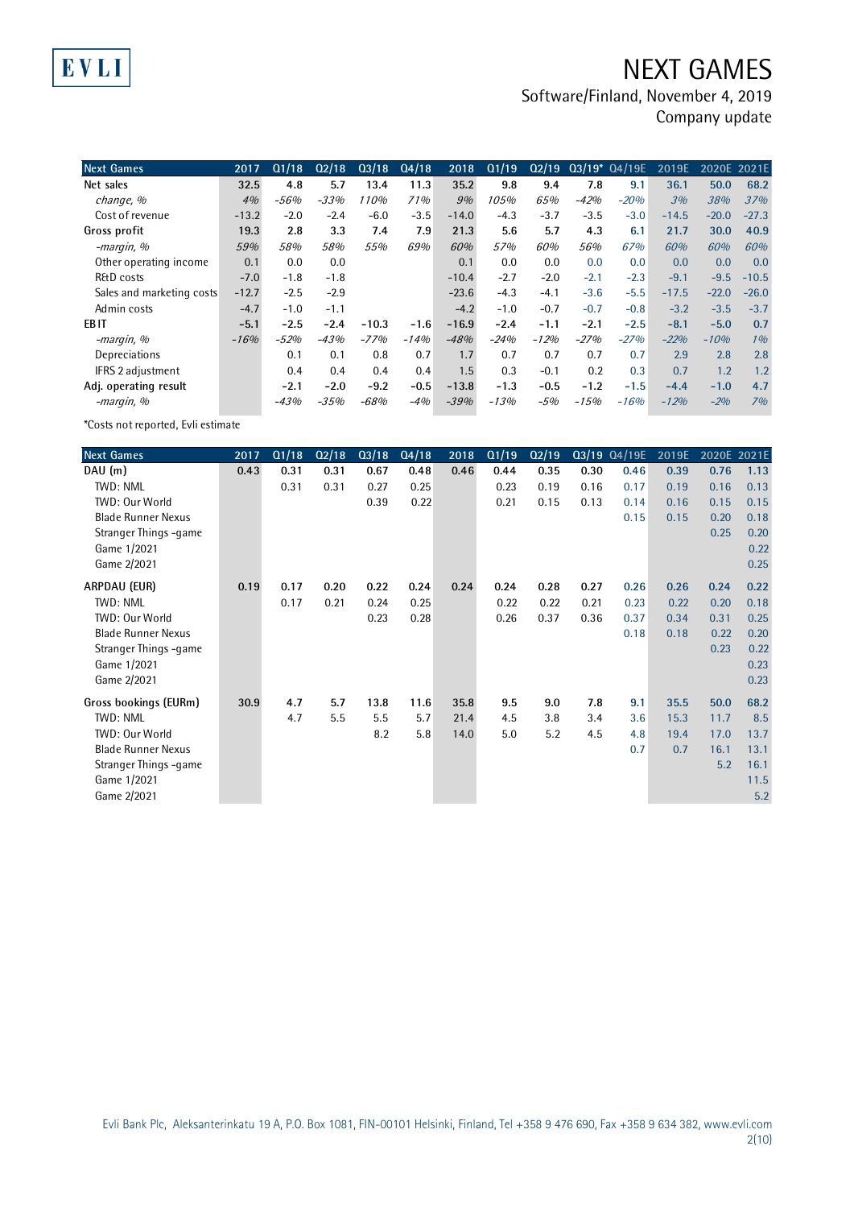# NEXT GAMES

Software/Finland, November 4, 2019
Company update

| Next Games | 2017 | Q1/18 | Q2/18 | Q3/18 | Q4/18 | 2018 | Q1/19 | Q2/19 | Q3/19* | Q4/19E | 2019E | 2020E | 2021E |
|---|---|---|---|---|---|---|---|---|---|---|---|---|---|
| **Net sales** | **32.5** | **4.8** | **5.7** | **13.4** | **11.3** | **35.2** | **9.8** | **9.4** | **7.8** | **9.1** | **36.1** | **50.0** | **68.2** |
| *change, %* | *4%* | *-56%* | *-33%* | *110%* | *71%* | *9%* | *105%* | *65%* | *-42%* | *-20%* | *3%* | *38%* | *37%* |
| Cost of revenue | -13.2 | -2.0 | -2.4 | -6.0 | -3.5 | -14.0 | -4.3 | -3.7 | -3.5 | -3.0 | -14.5 | -20.0 | -27.3 |
| **Gross profit** | **19.3** | **2.8** | **3.3** | **7.4** | **7.9** | **21.3** | **5.6** | **5.7** | **4.3** | **6.1** | **21.7** | **30.0** | **40.9** |
| *-margin, %* | *59%* | *58%* | *58%* | *55%* | *69%* | *60%* | *57%* | *60%* | *56%* | *67%* | *60%* | *60%* | *60%* |
| Other operating income | 0.1 | 0.0 | 0.0 | | | 0.1 | 0.0 | 0.0 | 0.0 | 0.0 | 0.0 | 0.0 | 0.0 |
| R&D costs | -7.0 | -1.8 | -1.8 | | | -10.4 | -2.7 | -2.0 | -2.1 | -2.3 | -9.1 | -9.5 | -10.5 |
| Sales and marketing costs | -12.7 | -2.5 | -2.9 | | | -23.6 | -4.3 | -4.1 | -3.6 | -5.5 | -17.5 | -22.0 | -26.0 |
| Admin costs | -4.7 | -1.0 | -1.1 | | | -4.2 | -1.0 | -0.7 | -0.7 | -0.8 | -3.2 | -3.5 | -3.7 |
| **EBIT** | **-5.1** | **-2.5** | **-2.4** | **-10.3** | **-1.6** | **-16.9** | **-2.4** | **-1.1** | **-2.1** | **-2.5** | **-8.1** | **-5.0** | **0.7** |
| *-margin, %* | *-16%* | *-52%* | *-43%* | *-77%* | *-14%* | *-48%* | *-24%* | *-12%* | *-27%* | *-27%* | *-22%* | *-10%* | *1%* |
| Depreciations | | 0.1 | 0.1 | 0.8 | 0.7 | 1.7 | 0.7 | 0.7 | 0.7 | 0.7 | 2.9 | 2.8 | 2.8 |
| IFRS 2 adjustment | | 0.4 | 0.4 | 0.4 | 0.4 | 1.5 | 0.3 | -0.1 | 0.2 | 0.3 | 0.7 | 1.2 | 1.2 |
| **Adj. operating result** | | **-2.1** | **-2.0** | **-9.2** | **-0.5** | **-13.8** | **-1.3** | **-0.5** | **-1.2** | **-1.5** | **-4.4** | **-1.0** | **4.7** |
| *-margin, %* | | *-43%* | *-35%* | *-68%* | *-4%* | *-39%* | *-13%* | *-5%* | *-15%* | *-16%* | *-12%* | *-2%* | *7%* |

*Costs not reported, Evli estimate

| Next Games | 2017 | Q1/18 | Q2/18 | Q3/18 | Q4/18 | 2018 | Q1/19 | Q2/19 | Q3/19 | Q4/19E | 2019E | 2020E | 2021E |
|---|---|---|---|---|---|---|---|---|---|---|---|---|---|
| **DAU (m)** | **0.43** | **0.31** | **0.31** | **0.67** | **0.48** | **0.46** | **0.44** | **0.35** | **0.30** | **0.46** | **0.39** | **0.76** | **1.13** |
| TWD: NML | | 0.31 | 0.31 | 0.27 | 0.25 | | 0.23 | 0.19 | 0.16 | 0.17 | 0.19 | 0.16 | 0.13 |
| TWD: Our World | | | | 0.39 | 0.22 | | 0.21 | 0.15 | 0.13 | 0.14 | 0.16 | 0.15 | 0.15 |
| Blade Runner Nexus | | | | | | | | | | 0.15 | 0.15 | 0.20 | 0.18 |
| Stranger Things -game | | | | | | | | | | | | 0.25 | 0.20 |
| Game 1/2021 | | | | | | | | | | | | | 0.22 |
| Game 2/2021 | | | | | | | | | | | | | 0.25 |
| **ARPDAU (EUR)** | **0.19** | **0.17** | **0.20** | **0.22** | **0.24** | **0.24** | **0.24** | **0.28** | **0.27** | **0.26** | **0.26** | **0.24** | **0.22** |
| TWD: NML | | 0.17 | 0.21 | 0.24 | 0.25 | | 0.22 | 0.22 | 0.21 | 0.23 | 0.22 | 0.20 | 0.18 |
| TWD: Our World | | | | 0.23 | 0.28 | | 0.26 | 0.37 | 0.36 | 0.37 | 0.34 | 0.31 | 0.25 |
| Blade Runner Nexus | | | | | | | | | | 0.18 | 0.18 | 0.22 | 0.20 |
| Stranger Things -game | | | | | | | | | | | | 0.23 | 0.22 |
| Game 1/2021 | | | | | | | | | | | | | 0.23 |
| Game 2/2021 | | | | | | | | | | | | | 0.23 |
| **Gross bookings (EURm)** | **30.9** | **4.7** | **5.7** | **13.8** | **11.6** | **35.8** | **9.5** | **9.0** | **7.8** | **9.1** | **35.5** | **50.0** | **68.2** |
| TWD: NML | | 4.7 | 5.5 | 5.5 | 5.7 | 21.4 | 4.5 | 3.8 | 3.4 | 3.6 | 15.3 | 11.7 | 8.5 |
| TWD: Our World | | | | 8.2 | 5.8 | 14.0 | 5.0 | 5.2 | 4.5 | 4.8 | 19.4 | 17.0 | 13.7 |
| Blade Runner Nexus | | | | | | | | | | 0.7 | 0.7 | 16.1 | 13.1 |
| Stranger Things -game | | | | | | | | | | | | 5.2 | 16.1 |
| Game 1/2021 | | | | | | | | | | | | | 11.5 |
| Game 2/2021 | | | | | | | | | | | | | 5.2 |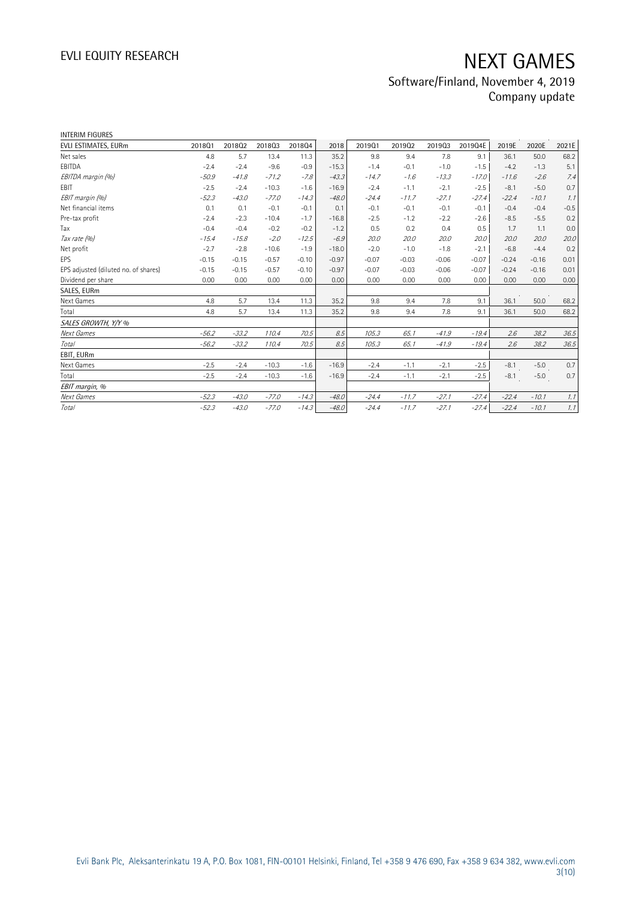INTERIM FIGURES

| EVLI ESTIMATES, EURm | 2018Q1 | 2018Q2 | 2018Q3 | 2018Q4 | 2018 | 2019Q1 | 2019Q2 | 2019Q3 | 2019Q4E | 2019E | 2020E | 2021E |
|---|---|---|---|---|---|---|---|---|---|---|---|---|
| Net sales | 4.8 | 5.7 | 13.4 | 11.3 | 35.2 | 9.8 | 9.4 | 7.8 | 9.1 | 36.1 | 50.0 | 68.2 |
| EBITDA | -2.4 | -2.4 | -9.6 | -0.9 | -15.3 | -1.4 | -0.1 | -1.0 | -1.5 | -4.2 | -1.3 | 5.1 |
| *EBITDA margin (%)* | *-50.9* | *-41.8* | *-71.2* | *-7.8* | *-43.3* | *-14.7* | *-1.6* | *-13.3* | *-17.0* | *-11.6* | *-2.6* | *7.4* |
| EBIT | -2.5 | -2.4 | -10.3 | -1.6 | -16.9 | -2.4 | -1.1 | -2.1 | -2.5 | -8.1 | -5.0 | 0.7 |
| *EBIT margin (%)* | *-52.3* | *-43.0* | *-77.0* | *-14.3* | *-48.0* | *-24.4* | *-11.7* | *-27.1* | *-27.4* | *-22.4* | *-10.1* | *1.1* |
| Net financial items | 0.1 | 0.1 | -0.1 | -0.1 | 0.1 | -0.1 | -0.1 | -0.1 | -0.1 | -0.4 | -0.4 | -0.5 |
| Pre-tax profit | -2.4 | -2.3 | -10.4 | -1.7 | -16.8 | -2.5 | -1.2 | -2.2 | -2.6 | -8.5 | -5.5 | 0.2 |
| Tax | -0.4 | -0.4 | -0.2 | -0.2 | -1.2 | 0.5 | 0.2 | 0.4 | 0.5 | 1.7 | 1.1 | 0.0 |
| *Tax rate (%)* | *-15.4* | *-15.8* | *-2.0* | *-12.5* | *-6.9* | *20.0* | *20.0* | *20.0* | *20.0* | *20.0* | *20.0* | *20.0* |
| Net profit | -2.7 | -2.8 | -10.6 | -1.9 | -18.0 | -2.0 | -1.0 | -1.8 | -2.1 | -6.8 | -4.4 | 0.2 |
| EPS | -0.15 | -0.15 | -0.57 | -0.10 | -0.97 | -0.07 | -0.03 | -0.06 | -0.07 | -0.24 | -0.16 | 0.01 |
| EPS adjusted (diluted no. of shares) | -0.15 | -0.15 | -0.57 | -0.10 | -0.97 | -0.07 | -0.03 | -0.06 | -0.07 | -0.24 | -0.16 | 0.01 |
| Dividend per share | 0.00 | 0.00 | 0.00 | 0.00 | 0.00 | 0.00 | 0.00 | 0.00 | 0.00 | 0.00 | 0.00 | 0.00 |
| SALES, EURm | | | | | | | | | | | | |
| Next Games | 4.8 | 5.7 | 13.4 | 11.3 | 35.2 | 9.8 | 9.4 | 7.8 | 9.1 | 36.1 | 50.0 | 68.2 |
| Total | 4.8 | 5.7 | 13.4 | 11.3 | 35.2 | 9.8 | 9.4 | 7.8 | 9.1 | 36.1 | 50.0 | 68.2 |
| *SALES GROWTH, Y/Y %* | | | | | | | | | | | | |
| *Next Games* | *-56.2* | *-33.2* | *110.4* | *70.5* | *8.5* | *105.3* | *65.1* | *-41.9* | *-19.4* | *2.6* | *38.2* | *36.5* |
| *Total* | *-56.2* | *-33.2* | *110.4* | *70.5* | *8.5* | *105.3* | *65.1* | *-41.9* | *-19.4* | *2.6* | *38.2* | *36.5* |
| EBIT, EURm | | | | | | | | | | | | |
| Next Games | -2.5 | -2.4 | -10.3 | -1.6 | -16.9 | -2.4 | -1.1 | -2.1 | -2.5 | -8.1 | -5.0 | 0.7 |
| Total | -2.5 | -2.4 | -10.3 | -1.6 | -16.9 | -2.4 | -1.1 | -2.1 | -2.5 | -8.1 | -5.0 | 0.7 |
| *EBIT margin, %* | | | | | | | | | | | | |
| *Next Games* | *-52.3* | *-43.0* | *-77.0* | *-14.3* | *-48.0* | *-24.4* | *-11.7* | *-27.1* | *-27.4* | *-22.4* | *-10.1* | *1.1* |
| *Total* | *-52.3* | *-43.0* | *-77.0* | *-14.3* | *-48.0* | *-24.4* | *-11.7* | *-27.1* | *-27.4* | *-22.4* | *-10.1* | *1.1* |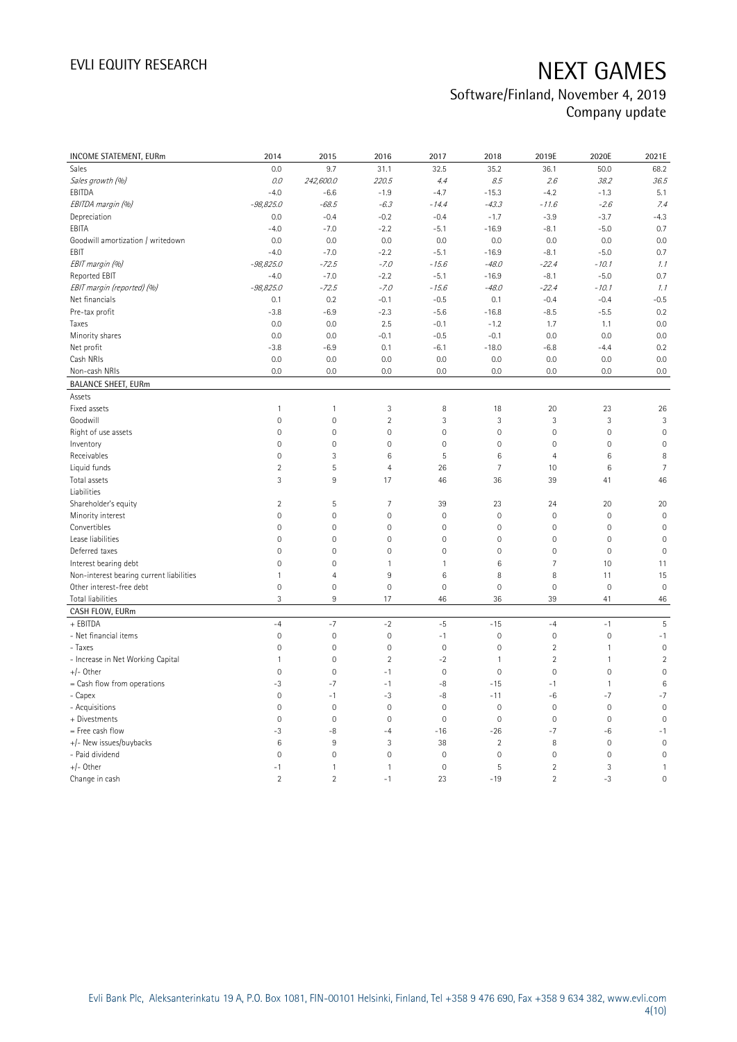# EVLI EQUITY RESEARCH

# NEXT GAMES

## Software/Finland, November 4, 2019
## Company update

| INCOME STATEMENT, EURm | 2014 | 2015 | 2016 | 2017 | 2018 | 2019E | 2020E | 2021E |
|---|---|---|---|---|---|---|---|---|
| Sales | 0.0 | 9.7 | 31.1 | 32.5 | 35.2 | 36.1 | 50.0 | 68.2 |
| *Sales growth (%)* | *0.0* | *242,600.0* | *220.5* | *4.4* | *8.5* | *2.6* | *38.2* | *36.5* |
| EBITDA | -4.0 | -6.6 | -1.9 | -4.7 | -15.3 | -4.2 | -1.3 | 5.1 |
| *EBITDA margin (%)* | *-98,825.0* | *-68.5* | *-6.3* | *-14.4* | *-43.3* | *-11.6* | *-2.6* | *7.4* |
| Depreciation | 0.0 | -0.4 | -0.2 | -0.4 | -1.7 | -3.9 | -3.7 | -4.3 |
| EBITA | -4.0 | -7.0 | -2.2 | -5.1 | -16.9 | -8.1 | -5.0 | 0.7 |
| Goodwill amortization / writedown | 0.0 | 0.0 | 0.0 | 0.0 | 0.0 | 0.0 | 0.0 | 0.0 |
| EBIT | -4.0 | -7.0 | -2.2 | -5.1 | -16.9 | -8.1 | -5.0 | 0.7 |
| *EBIT margin (%)* | *-98,825.0* | *-72.5* | *-7.0* | *-15.6* | *-48.0* | *-22.4* | *-10.1* | *1.1* |
| Reported EBIT | -4.0 | -7.0 | -2.2 | -5.1 | -16.9 | -8.1 | -5.0 | 0.7 |
| *EBIT margin (reported) (%)* | *-98,825.0* | *-72.5* | *-7.0* | *-15.6* | *-48.0* | *-22.4* | *-10.1* | *1.1* |
| Net financials | 0.1 | 0.2 | -0.1 | -0.5 | 0.1 | -0.4 | -0.4 | -0.5 |
| Pre-tax profit | -3.8 | -6.9 | -2.3 | -5.6 | -16.8 | -8.5 | -5.5 | 0.2 |
| Taxes | 0.0 | 0.0 | 2.5 | -0.1 | -1.2 | 1.7 | 1.1 | 0.0 |
| Minority shares | 0.0 | 0.0 | -0.1 | -0.5 | -0.1 | 0.0 | 0.0 | 0.0 |
| Net profit | -3.8 | -6.9 | 0.1 | -6.1 | -18.0 | -6.8 | -4.4 | 0.2 |
| Cash NRIs | 0.0 | 0.0 | 0.0 | 0.0 | 0.0 | 0.0 | 0.0 | 0.0 |
| Non-cash NRIs | 0.0 | 0.0 | 0.0 | 0.0 | 0.0 | 0.0 | 0.0 | 0.0 |
| **BALANCE SHEET, EURm** | | | | | | | | |
| Assets | | | | | | | | |
| Fixed assets | 1 | 1 | 3 | 8 | 18 | 20 | 23 | 26 |
| Goodwill | 0 | 0 | 2 | 3 | 3 | 3 | 3 | 3 |
| Right of use assets | 0 | 0 | 0 | 0 | 0 | 0 | 0 | 0 |
| Inventory | 0 | 0 | 0 | 0 | 0 | 0 | 0 | 0 |
| Receivables | 0 | 3 | 6 | 5 | 6 | 4 | 6 | 8 |
| Liquid funds | 2 | 5 | 4 | 26 | 7 | 10 | 6 | 7 |
| Total assets | 3 | 9 | 17 | 46 | 36 | 39 | 41 | 46 |
| Liabilities | | | | | | | | |
| Shareholder's equity | 2 | 5 | 7 | 39 | 23 | 24 | 20 | 20 |
| Minority interest | 0 | 0 | 0 | 0 | 0 | 0 | 0 | 0 |
| Convertibles | 0 | 0 | 0 | 0 | 0 | 0 | 0 | 0 |
| Lease liabilities | 0 | 0 | 0 | 0 | 0 | 0 | 0 | 0 |
| Deferred taxes | 0 | 0 | 0 | 0 | 0 | 0 | 0 | 0 |
| Interest bearing debt | 0 | 0 | 1 | 1 | 6 | 7 | 10 | 11 |
| Non-interest bearing current liabilities | 1 | 4 | 9 | 6 | 8 | 8 | 11 | 15 |
| Other interest-free debt | 0 | 0 | 0 | 0 | 0 | 0 | 0 | 0 |
| Total liabilities | 3 | 9 | 17 | 46 | 36 | 39 | 41 | 46 |
| **CASH FLOW, EURm** | | | | | | | | |
| + EBITDA | -4 | -7 | -2 | -5 | -15 | -4 | -1 | 5 |
| - Net financial items | 0 | 0 | 0 | -1 | 0 | 0 | 0 | -1 |
| - Taxes | 0 | 0 | 0 | 0 | 0 | 2 | 1 | 0 |
| - Increase in Net Working Capital | 1 | 0 | 2 | -2 | 1 | 2 | 1 | 2 |
| +/- Other | 0 | 0 | -1 | 0 | 0 | 0 | 0 | 0 |
| = Cash flow from operations | -3 | -7 | -1 | -8 | -15 | -1 | 1 | 6 |
| - Capex | 0 | -1 | -3 | -8 | -11 | -6 | -7 | -7 |
| - Acquisitions | 0 | 0 | 0 | 0 | 0 | 0 | 0 | 0 |
| + Divestments | 0 | 0 | 0 | 0 | 0 | 0 | 0 | 0 |
| = Free cash flow | -3 | -8 | -4 | -16 | -26 | -7 | -6 | -1 |
| +/- New issues/buybacks | 6 | 9 | 3 | 38 | 2 | 8 | 0 | 0 |
| - Paid dividend | 0 | 0 | 0 | 0 | 0 | 0 | 0 | 0 |
| +/- Other | -1 | 1 | 1 | 0 | 5 | 2 | 3 | 1 |
| Change in cash | 2 | 2 | -1 | 23 | -19 | 2 | -3 | 0 |

Evli Bank Plc, Aleksanterinkatu 19 A, P.O. Box 1081, FIN-00101 Helsinki, Finland, Tel +358 9 476 690, Fax +358 9 634 382, www.evli.com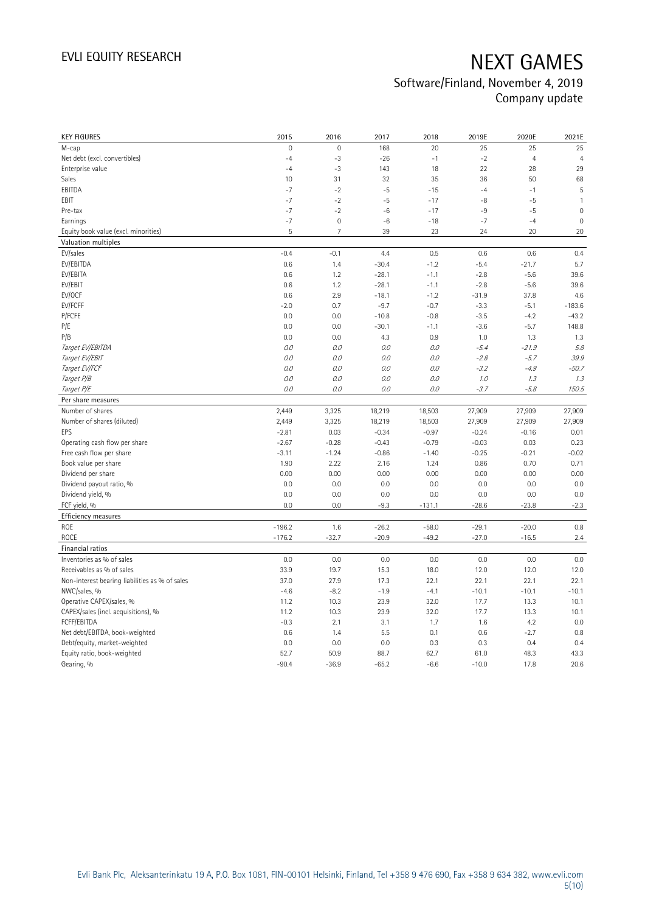# NEXT GAMES

## Software/Finland, November 4, 2019

### Company update

| KEY FIGURES | 2015 | 2016 | 2017 | 2018 | 2019E | 2020E | 2021E |
|---|---|---|---|---|---|---|---|
| M-cap | 0 | 0 | 168 | 20 | 25 | 25 | 25 |
| Net debt (excl. convertibles) | -4 | -3 | -26 | -1 | -2 | 4 | 4 |
| Enterprise value | -4 | -3 | 143 | 18 | 22 | 28 | 29 |
| Sales | 10 | 31 | 32 | 35 | 36 | 50 | 68 |
| EBITDA | -7 | -2 | -5 | -15 | -4 | -1 | 5 |
| EBIT | -7 | -2 | -5 | -17 | -8 | -5 | 1 |
| Pre-tax | -7 | -2 | -6 | -17 | -9 | -5 | 0 |
| Earnings | -7 | 0 | -6 | -18 | -7 | -4 | 0 |
| Equity book value (excl. minorities) | 5 | 7 | 39 | 23 | 24 | 20 | 20 |
| **Valuation multiples** | | | | | | | |
| EV/sales | -0.4 | -0.1 | 4.4 | 0.5 | 0.6 | 0.6 | 0.4 |
| EV/EBITDA | 0.6 | 1.4 | -30.4 | -1.2 | -5.4 | -21.7 | 5.7 |
| EV/EBITA | 0.6 | 1.2 | -28.1 | -1.1 | -2.8 | -5.6 | 39.6 |
| EV/EBIT | 0.6 | 1.2 | -28.1 | -1.1 | -2.8 | -5.6 | 39.6 |
| EV/OCF | 0.6 | 2.9 | -18.1 | -1.2 | -31.9 | 37.8 | 4.6 |
| EV/FCFF | -2.0 | 0.7 | -9.7 | -0.7 | -3.3 | -5.1 | -183.6 |
| P/FCFE | 0.0 | 0.0 | -10.8 | -0.8 | -3.5 | -4.2 | -43.2 |
| P/E | 0.0 | 0.0 | -30.1 | -1.1 | -3.6 | -5.7 | 148.8 |
| P/B | 0.0 | 0.0 | 4.3 | 0.9 | 1.0 | 1.3 | 1.3 |
| *Target EV/EBITDA* | *0.0* | *0.0* | *0.0* | *0.0* | *-5.4* | *-21.9* | *5.8* |
| *Target EV/EBIT* | *0.0* | *0.0* | *0.0* | *0.0* | *-2.8* | *-5.7* | *39.9* |
| *Target EV/FCF* | *0.0* | *0.0* | *0.0* | *0.0* | *-3.2* | *-4.9* | *-50.7* |
| *Target P/B* | *0.0* | *0.0* | *0.0* | *0.0* | *1.0* | *1.3* | *1.3* |
| *Target P/E* | *0.0* | *0.0* | *0.0* | *0.0* | *-3.7* | *-5.8* | *150.5* |
| **Per share measures** | | | | | | | |
| Number of shares | 2,449 | 3,325 | 18,219 | 18,503 | 27,909 | 27,909 | 27,909 |
| Number of shares (diluted) | 2,449 | 3,325 | 18,219 | 18,503 | 27,909 | 27,909 | 27,909 |
| EPS | -2.81 | 0.03 | -0.34 | -0.97 | -0.24 | -0.16 | 0.01 |
| Operating cash flow per share | -2.67 | -0.28 | -0.43 | -0.79 | -0.03 | 0.03 | 0.23 |
| Free cash flow per share | -3.11 | -1.24 | -0.86 | -1.40 | -0.25 | -0.21 | -0.02 |
| Book value per share | 1.90 | 2.22 | 2.16 | 1.24 | 0.86 | 0.70 | 0.71 |
| Dividend per share | 0.00 | 0.00 | 0.00 | 0.00 | 0.00 | 0.00 | 0.00 |
| Dividend payout ratio, % | 0.0 | 0.0 | 0.0 | 0.0 | 0.0 | 0.0 | 0.0 |
| Dividend yield, % | 0.0 | 0.0 | 0.0 | 0.0 | 0.0 | 0.0 | 0.0 |
| FCF yield, % | 0.0 | 0.0 | -9.3 | -131.1 | -28.6 | -23.8 | -2.3 |
| **Efficiency measures** | | | | | | | |
| ROE | -196.2 | 1.6 | -26.2 | -58.0 | -29.1 | -20.0 | 0.8 |
| ROCE | -176.2 | -32.7 | -20.9 | -49.2 | -27.0 | -16.5 | 2.4 |
| **Financial ratios** | | | | | | | |
| Inventories as % of sales | 0.0 | 0.0 | 0.0 | 0.0 | 0.0 | 0.0 | 0.0 |
| Receivables as % of sales | 33.9 | 19.7 | 15.3 | 18.0 | 12.0 | 12.0 | 12.0 |
| Non-interest bearing liabilities as % of sales | 37.0 | 27.9 | 17.3 | 22.1 | 22.1 | 22.1 | 22.1 |
| NWC/sales, % | -4.6 | -8.2 | -1.9 | -4.1 | -10.1 | -10.1 | -10.1 |
| Operative CAPEX/sales, % | 11.2 | 10.3 | 23.9 | 32.0 | 17.7 | 13.3 | 10.1 |
| CAPEX/sales (incl. acquisitions), % | 11.2 | 10.3 | 23.9 | 32.0 | 17.7 | 13.3 | 10.1 |
| FCFF/EBITDA | -0.3 | 2.1 | 3.1 | 1.7 | 1.6 | 4.2 | 0.0 |
| Net debt/EBITDA, book-weighted | 0.6 | 1.4 | 5.5 | 0.1 | 0.6 | -2.7 | 0.8 |
| Debt/equity, market-weighted | 0.0 | 0.0 | 0.0 | 0.3 | 0.3 | 0.4 | 0.4 |
| Equity ratio, book-weighted | 52.7 | 50.9 | 88.7 | 62.7 | 61.0 | 48.3 | 43.3 |
| Gearing, % | -90.4 | -36.9 | -65.2 | -6.6 | -10.0 | 17.8 | 20.6 |

Evli Bank Plc, Aleksanterinkatu 19 A, P.O. Box 1081, FIN-00101 Helsinki, Finland, Tel +358 9 476 690, Fax +358 9 634 382, www.evli.com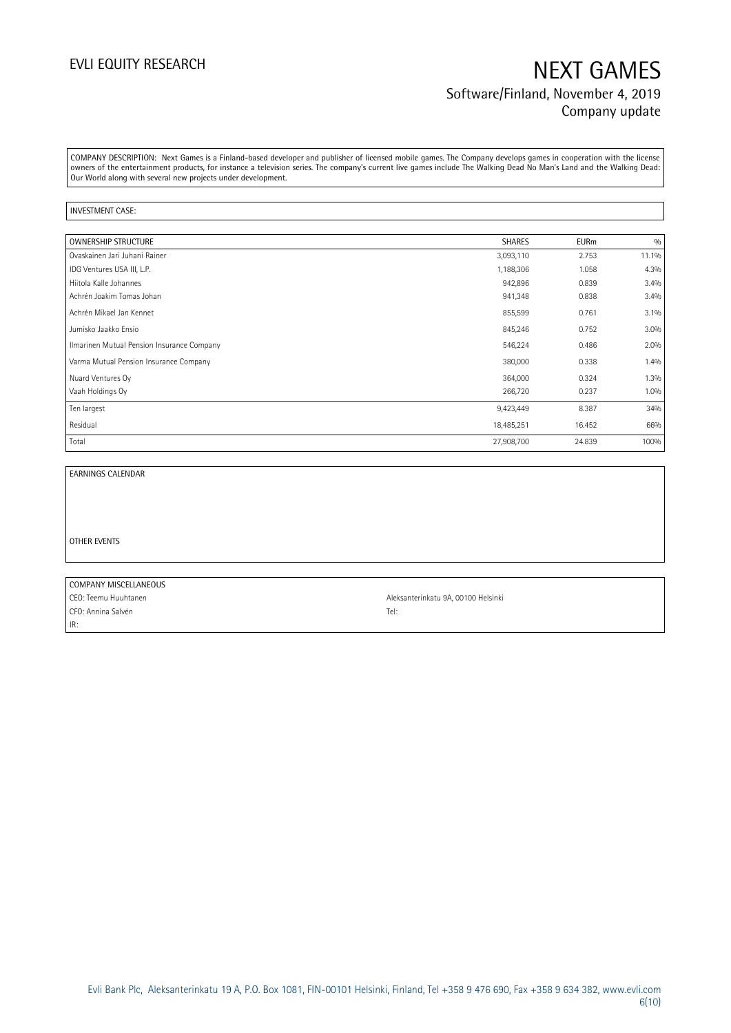COMPANY DESCRIPTION: Next Games is a Finland-based developer and publisher of licensed mobile games. The Company develops games in cooperation with the license owners of the entertainment products, for instance a television series. The company's current live games include The Walking Dead No Man's Land and the Walking Dead: Our World along with several new projects under development.

INVESTMENT CASE:

| OWNERSHIP STRUCTURE | SHARES | EURm | % |
|---|---|---|---|
| Ovaskainen Jari Juhani Rainer | 3,093,110 | 2.753 | 11.1% |
| IDG Ventures USA III, L.P. | 1,188,306 | 1.058 | 4.3% |
| Hiitola Kalle Johannes | 942,896 | 0.839 | 3.4% |
| Achrén Joakim Tomas Johan | 941,348 | 0.838 | 3.4% |
| Achrén Mikael Jan Kennet | 855,599 | 0.761 | 3.1% |
| Jumisko Jaakko Ensio | 845,246 | 0.752 | 3.0% |
| Ilmarinen Mutual Pension Insurance Company | 546,224 | 0.486 | 2.0% |
| Varma Mutual Pension Insurance Company | 380,000 | 0.338 | 1.4% |
| Nuard Ventures Oy | 364,000 | 0.324 | 1.3% |
| Vaah Holdings Oy | 266,720 | 0.237 | 1.0% |
| Ten largest | 9,423,449 | 8.387 | 34% |
| Residual | 18,485,251 | 16.452 | 66% |
| Total | 27,908,700 | 24.839 | 100% |

EARNINGS CALENDAR

OTHER EVENTS

COMPANY MISCELLANEOUS

CEO: Teemu Huuhtanen

CFO: Annina Salvén

IR:

Aleksanterinkatu 9A, 00100 Helsinki

Tel: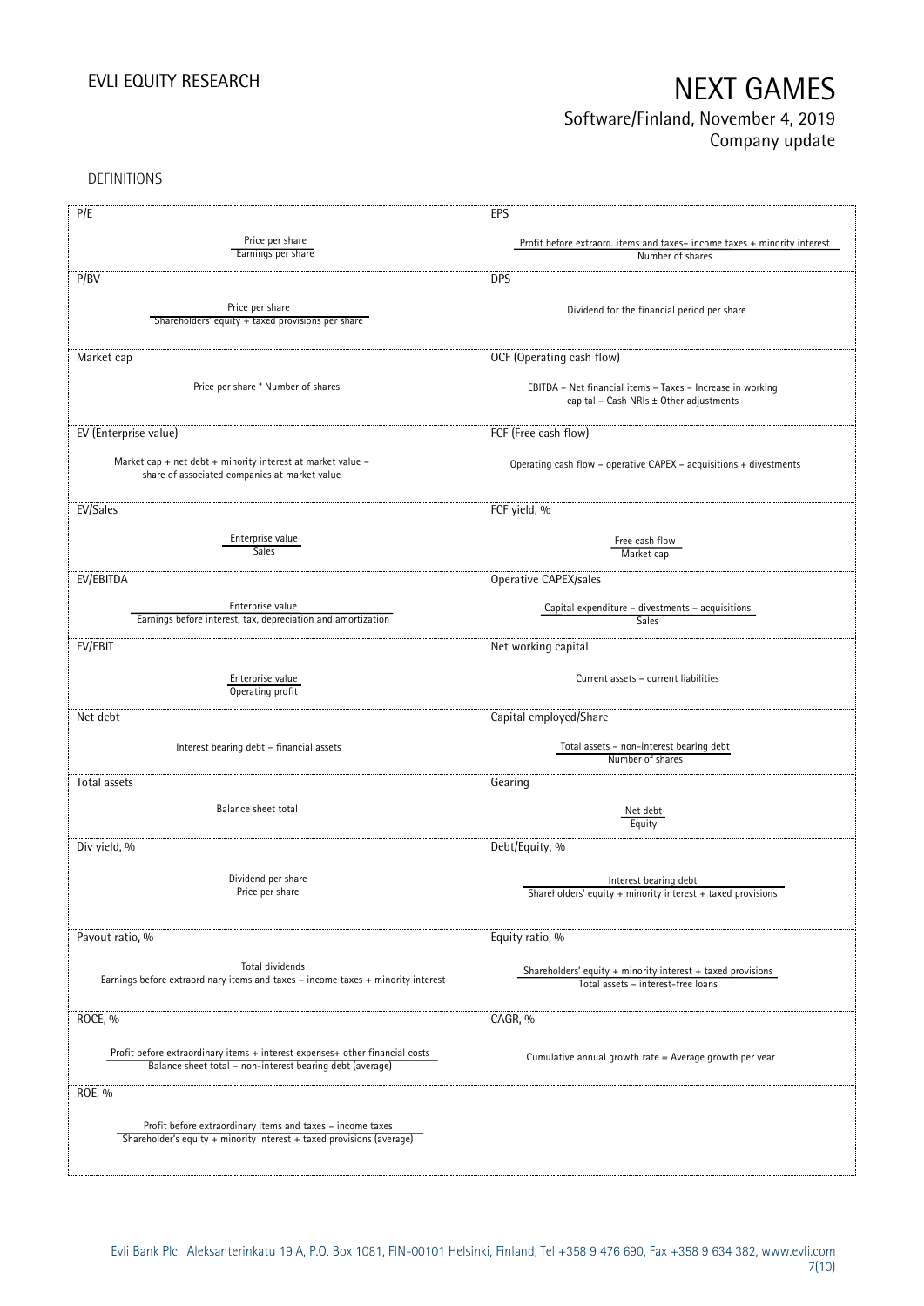DEFINITIONS

| P/E | EPS |
|---|---|
| $\frac{\text{Price per share}}{\text{Earnings per share}}$ | $\frac{\text{Profit before extraord. items and taxes– income taxes + minority interest}}{\text{Number of shares}}$ |
| **P/BV** | **DPS** |
| $\frac{\text{Price per share}}{\text{Shareholders' equity + taxed provisions per share}}$ | Dividend for the financial period per share |
| **Market cap** | **OCF (Operating cash flow)** |
| Price per share * Number of shares | EBITDA – Net financial items – Taxes – Increase in working capital – Cash NRIs ± Other adjustments |
| **EV (Enterprise value)** | **FCF (Free cash flow)** |
| Market cap + net debt + minority interest at market value – share of associated companies at market value | Operating cash flow – operative CAPEX – acquisitions + divestments |
| **EV/Sales** | **FCF yield, %** |
| $\frac{\text{Enterprise value}}{\text{Sales}}$ | $\frac{\text{Free cash flow}}{\text{Market cap}}$ |
| **EV/EBITDA** | **Operative CAPEX/sales** |
| $\frac{\text{Enterprise value}}{\text{Earnings before interest, tax, depreciation and amortization}}$ | $\frac{\text{Capital expenditure – divestments – acquisitions}}{\text{Sales}}$ |
| **EV/EBIT** | **Net working capital** |
| $\frac{\text{Enterprise value}}{\text{Operating profit}}$ | Current assets – current liabilities |
| **Net debt** | **Capital employed/Share** |
| Interest bearing debt – financial assets | $\frac{\text{Total assets – non-interest bearing debt}}{\text{Number of shares}}$ |
| **Total assets** | **Gearing** |
| Balance sheet total | $\frac{\text{Net debt}}{\text{Equity}}$ |
| **Div yield, %** | **Debt/Equity, %** |
| $\frac{\text{Dividend per share}}{\text{Price per share}}$ | $\frac{\text{Interest bearing debt}}{\text{Shareholders' equity + minority interest + taxed provisions}}$ |
| **Payout ratio, %** | **Equity ratio, %** |
| $\frac{\text{Total dividends}}{\text{Earnings before extraordinary items and taxes – income taxes + minority interest}}$ | $\frac{\text{Shareholders' equity + minority interest + taxed provisions}}{\text{Total assets – interest-free loans}}$ |
| **ROCE, %** | **CAGR, %** |
| $\frac{\text{Profit before extraordinary items + interest expenses+ other financial costs}}{\text{Balance sheet total – non-interest bearing debt (average)}}$ | Cumulative annual growth rate = Average growth per year |
| **ROE, %** | |
| $\frac{\text{Profit before extraordinary items and taxes – income taxes}}{\text{Shareholder's equity + minority interest + taxed provisions (average)}}$ | |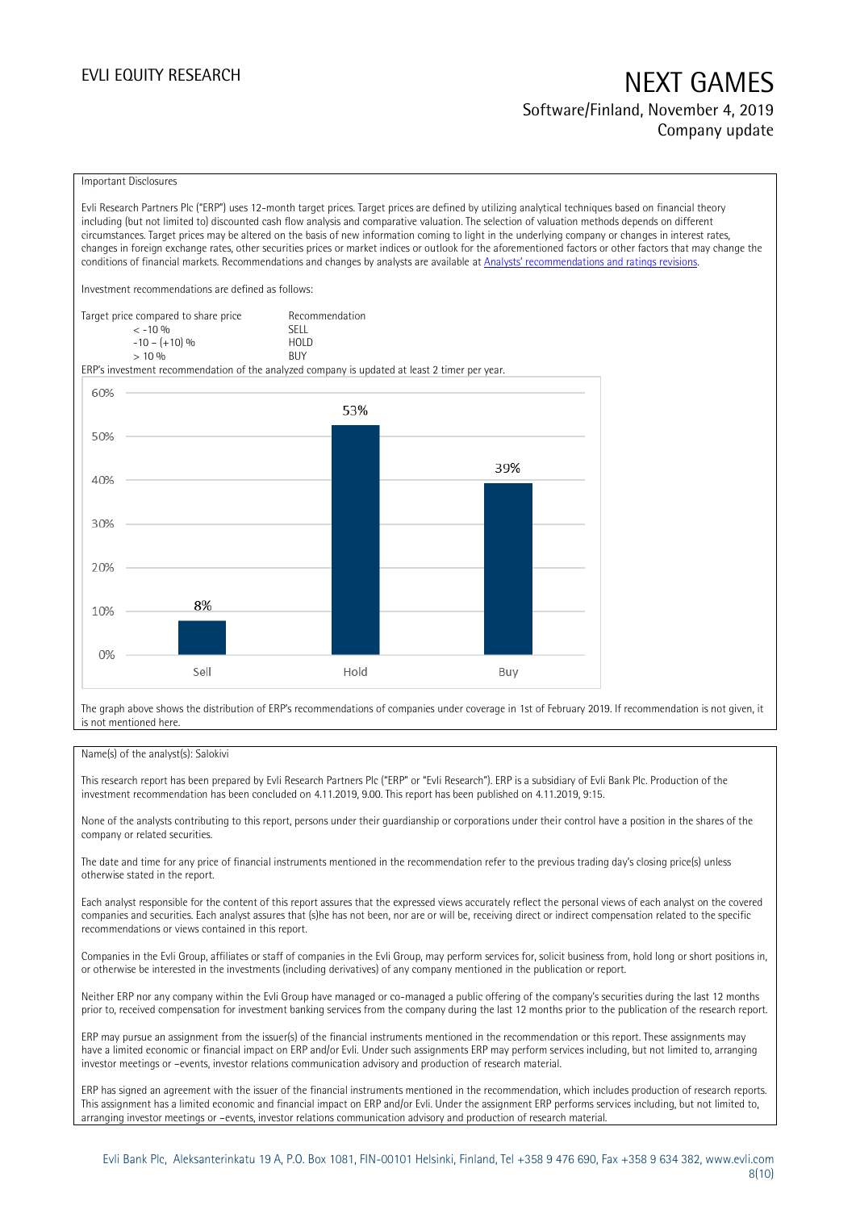Important Disclosures

Evli Research Partners Plc ("ERP") uses 12-month target prices. Target prices are defined by utilizing analytical techniques based on financial theory including (but not limited to) discounted cash flow analysis and comparative valuation. The selection of valuation methods depends on different circumstances. Target prices may be altered on the basis of new information coming to light in the underlying company or changes in interest rates, changes in foreign exchange rates, other securities prices or market indices or outlook for the aforementioned factors or other factors that may change the conditions of financial markets. Recommendations and changes by analysts are available at [Analysts' recommendations and ratings revisions](Analysts' recommendations and ratings revisions).

Investment recommendations are defined as follows:

| Target price compared to share price | Recommendation |
| --- | --- |
| < -10 % | SELL |
| -10 – (+10) % | HOLD |
| > 10 % | BUY |

ERP's investment recommendation of the analyzed company is updated at least 2 timer per year.

| | Sell | Hold | Buy |
| --- | --- | --- | --- |
| Share | 8% | 53% | 39% |

The graph above shows the distribution of ERP's recommendations of companies under coverage in 1st of February 2019. If recommendation is not given, it is not mentioned here.

Name(s) of the analyst(s): Salokivi

This research report has been prepared by Evli Research Partners Plc ("ERP" or "Evli Research"). ERP is a subsidiary of Evli Bank Plc. Production of the investment recommendation has been concluded on 4.11.2019, 9.00. This report has been published on 4.11.2019, 9:15.

None of the analysts contributing to this report, persons under their guardianship or corporations under their control have a position in the shares of the company or related securities.

The date and time for any price of financial instruments mentioned in the recommendation refer to the previous trading day's closing price(s) unless otherwise stated in the report.

Each analyst responsible for the content of this report assures that the expressed views accurately reflect the personal views of each analyst on the covered companies and securities. Each analyst assures that (s)he has not been, nor are or will be, receiving direct or indirect compensation related to the specific recommendations or views contained in this report.

Companies in the Evli Group, affiliates or staff of companies in the Evli Group, may perform services for, solicit business from, hold long or short positions in, or otherwise be interested in the investments (including derivatives) of any company mentioned in the publication or report.

Neither ERP nor any company within the Evli Group have managed or co-managed a public offering of the company's securities during the last 12 months prior to, received compensation for investment banking services from the company during the last 12 months prior to the publication of the research report.

ERP may pursue an assignment from the issuer(s) of the financial instruments mentioned in the recommendation or this report. These assignments may have a limited economic or financial impact on ERP and/or Evli. Under such assignments ERP may perform services including, but not limited to, arranging investor meetings or –events, investor relations communication advisory and production of research material.

ERP has signed an agreement with the issuer of the financial instruments mentioned in the recommendation, which includes production of research reports. This assignment has a limited economic and financial impact on ERP and/or Evli. Under the assignment ERP performs services including, but not limited to, arranging investor meetings or –events, investor relations communication advisory and production of research material.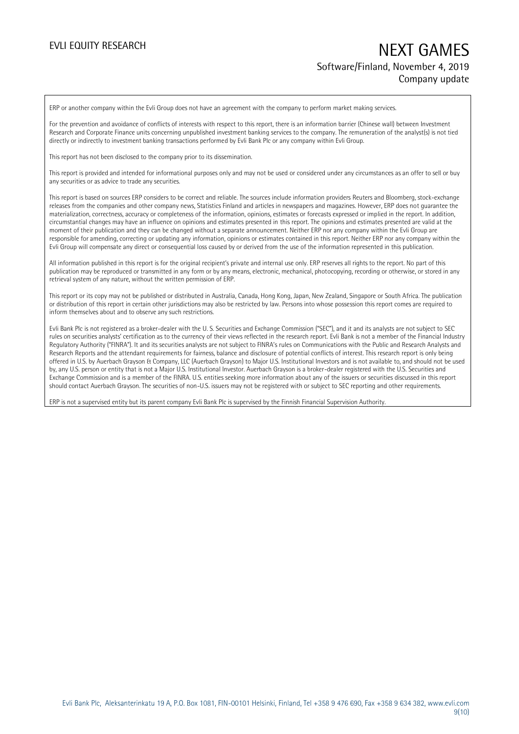ERP or another company within the Evli Group does not have an agreement with the company to perform market making services.

For the prevention and avoidance of conflicts of interests with respect to this report, there is an information barrier (Chinese wall) between Investment Research and Corporate Finance units concerning unpublished investment banking services to the company. The remuneration of the analyst(s) is not tied directly or indirectly to investment banking transactions performed by Evli Bank Plc or any company within Evli Group.

This report has not been disclosed to the company prior to its dissemination.

This report is provided and intended for informational purposes only and may not be used or considered under any circumstances as an offer to sell or buy any securities or as advice to trade any securities.

This report is based on sources ERP considers to be correct and reliable. The sources include information providers Reuters and Bloomberg, stock-exchange releases from the companies and other company news, Statistics Finland and articles in newspapers and magazines. However, ERP does not guarantee the materialization, correctness, accuracy or completeness of the information, opinions, estimates or forecasts expressed or implied in the report. In addition, circumstantial changes may have an influence on opinions and estimates presented in this report. The opinions and estimates presented are valid at the moment of their publication and they can be changed without a separate announcement. Neither ERP nor any company within the Evli Group are responsible for amending, correcting or updating any information, opinions or estimates contained in this report. Neither ERP nor any company within the Evli Group will compensate any direct or consequential loss caused by or derived from the use of the information represented in this publication.

All information published in this report is for the original recipient's private and internal use only. ERP reserves all rights to the report. No part of this publication may be reproduced or transmitted in any form or by any means, electronic, mechanical, photocopying, recording or otherwise, or stored in any retrieval system of any nature, without the written permission of ERP.

This report or its copy may not be published or distributed in Australia, Canada, Hong Kong, Japan, New Zealand, Singapore or South Africa. The publication or distribution of this report in certain other jurisdictions may also be restricted by law. Persons into whose possession this report comes are required to inform themselves about and to observe any such restrictions.

Evli Bank Plc is not registered as a broker-dealer with the U. S. Securities and Exchange Commission ("SEC"), and it and its analysts are not subject to SEC rules on securities analysts' certification as to the currency of their views reflected in the research report. Evli Bank is not a member of the Financial Industry Regulatory Authority ("FINRA"). It and its securities analysts are not subject to FINRA's rules on Communications with the Public and Research Analysts and Research Reports and the attendant requirements for fairness, balance and disclosure of potential conflicts of interest. This research report is only being offered in U.S. by Auerbach Grayson & Company, LLC (Auerbach Grayson) to Major U.S. Institutional Investors and is not available to, and should not be used by, any U.S. person or entity that is not a Major U.S. Institutional Investor. Auerbach Grayson is a broker-dealer registered with the U.S. Securities and Exchange Commission and is a member of the FINRA. U.S. entities seeking more information about any of the issuers or securities discussed in this report should contact Auerbach Grayson. The securities of non-U.S. issuers may not be registered with or subject to SEC reporting and other requirements.

ERP is not a supervised entity but its parent company Evli Bank Plc is supervised by the Finnish Financial Supervision Authority.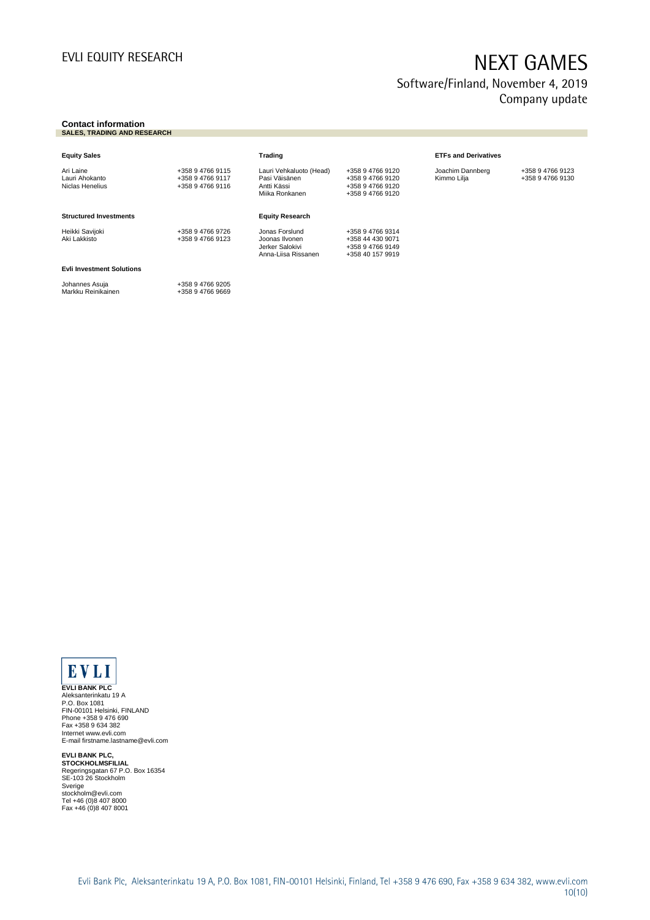## Contact information

**SALES, TRADING AND RESEARCH**

| **Equity Sales** | | **Trading** | | **ETFs and Derivatives** | |
|---|---|---|---|---|---|
| Ari Laine | +358 9 4766 9115 | Lauri Vehkaluoto (Head) | +358 9 4766 9120 | Joachim Dannberg | +358 9 4766 9123 |
| Lauri Ahokanto | +358 9 4766 9117 | Pasi Väisänen | +358 9 4766 9120 | Kimmo Lilja | +358 9 4766 9130 |
| Niclas Henelius | +358 9 4766 9116 | Antti Kässi | +358 9 4766 9120 | | |
| | | Miika Ronkanen | +358 9 4766 9120 | | |

| **Structured Investments** | | **Equity Research** | |
|---|---|---|---|
| Heikki Savijoki | +358 9 4766 9726 | Jonas Forslund | +358 9 4766 9314 |
| Aki Lakkisto | +358 9 4766 9123 | Joonas Ilvonen | +358 44 430 9071 |
| | | Jerker Salokivi | +358 9 4766 9149 |
| | | Anna-Liisa Rissanen | +358 40 157 9919 |

| **Evli Investment Solutions** | |
|---|---|
| Johannes Asuja | +358 9 4766 9205 |
| Markku Reinikainen | +358 9 4766 9669 |

EVLI

**EVLI BANK PLC**
Aleksanterinkatu 19 A
P.O. Box 1081
FIN-00101 Helsinki, FINLAND
Phone +358 9 476 690
Fax +358 9 634 382
Internet www.evli.com
E-mail firstname.lastname@evli.com

**EVLI BANK PLC,**
**STOCKHOLMSFILIAL**
Regeringsgatan 67 P.O. Box 16354
SE-103 26 Stockholm
Sverige
stockholm@evli.com
Tel +46 (0)8 407 8000
Fax +46 (0)8 407 8001